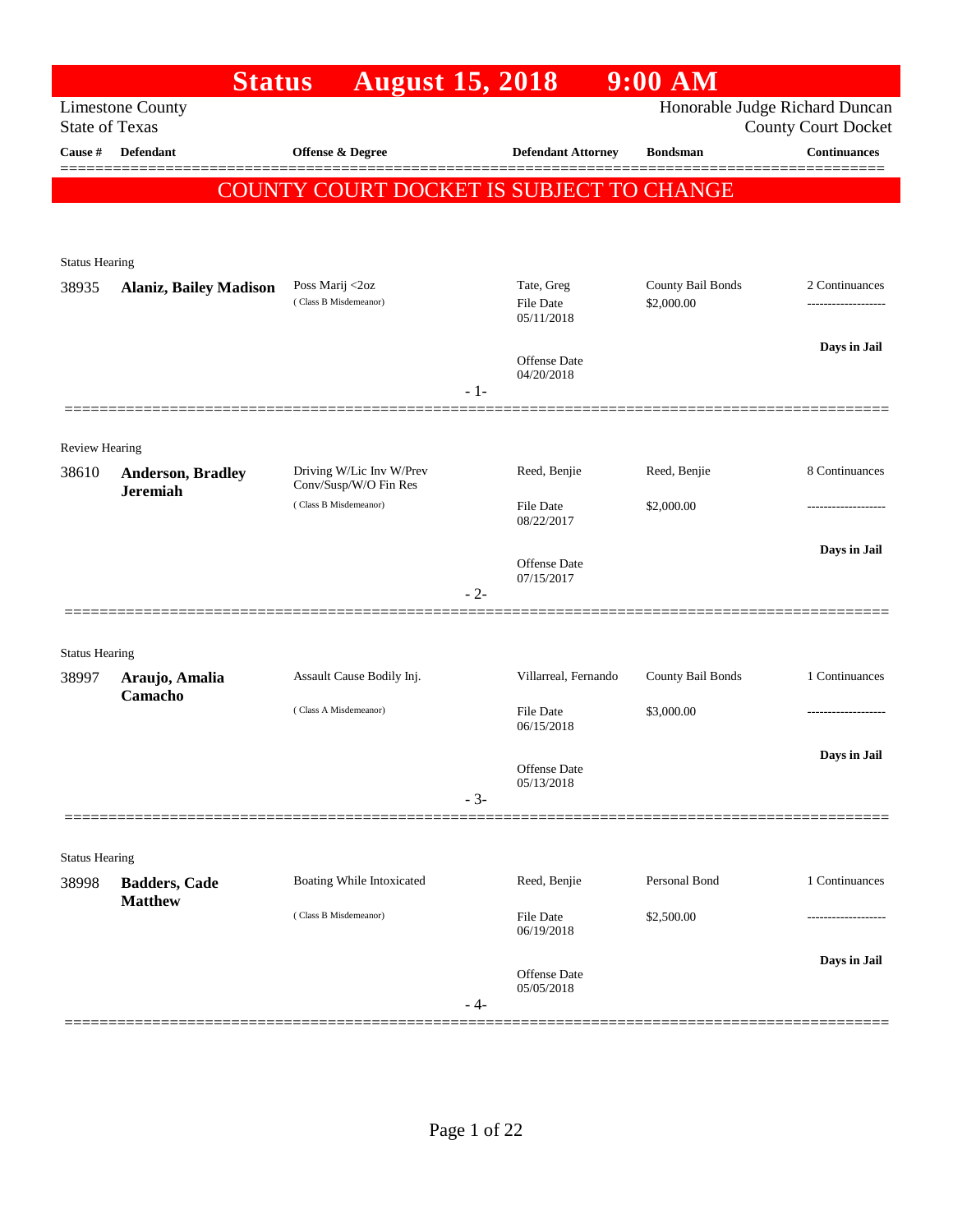# Status August 15, 2018 9:00 AM

Limestone County
State of Texas

Honorable Judge Richard Duncan
County Court Docket

| Cause # | Defendant | Offense & Degree | Defendant Attorney | Bondsman | Continuances |
|---|---|---|---|---|---|

**COUNTY COURT DOCKET IS SUBJECT TO CHANGE**

Status Hearing

| Cause # | Defendant | Offense & Degree | Defendant Attorney | Bondsman | Continuances |
|---|---|---|---|---|---|
| 38935 | **Alaniz, Bailey Madison** | Poss Marij <2oz (Class B Misdemeanor) | Tate, Greg<br>File Date 05/11/2018<br>Offense Date 04/20/2018 | County Bail Bonds<br>$2,000.00 | 2 Continuances<br>-------------------<br>**Days in Jail** |

- 1-

Review Hearing

| Cause # | Defendant | Offense & Degree | Defendant Attorney | Bondsman | Continuances |
|---|---|---|---|---|---|
| 38610 | **Anderson, Bradley Jeremiah** | Driving W/Lic Inv W/Prev Conv/Susp/W/O Fin Res (Class B Misdemeanor) | Reed, Benjie<br>File Date 08/22/2017<br>Offense Date 07/15/2017 | Reed, Benjie<br>$2,000.00 | 8 Continuances<br>-------------------<br>**Days in Jail** |

- 2-

Status Hearing

| Cause # | Defendant | Offense & Degree | Defendant Attorney | Bondsman | Continuances |
|---|---|---|---|---|---|
| 38997 | **Araujo, Amalia Camacho** | Assault Cause Bodily Inj. (Class A Misdemeanor) | Villarreal, Fernando<br>File Date 06/15/2018<br>Offense Date 05/13/2018 | County Bail Bonds<br>$3,000.00 | 1 Continuances<br>-------------------<br>**Days in Jail** |

- 3-

Status Hearing

| Cause # | Defendant | Offense & Degree | Defendant Attorney | Bondsman | Continuances |
|---|---|---|---|---|---|
| 38998 | **Badders, Cade Matthew** | Boating While Intoxicated (Class B Misdemeanor) | Reed, Benjie<br>File Date 06/19/2018<br>Offense Date 05/05/2018 | Personal Bond<br>$2,500.00 | 1 Continuances<br>-------------------<br>**Days in Jail** |

- 4-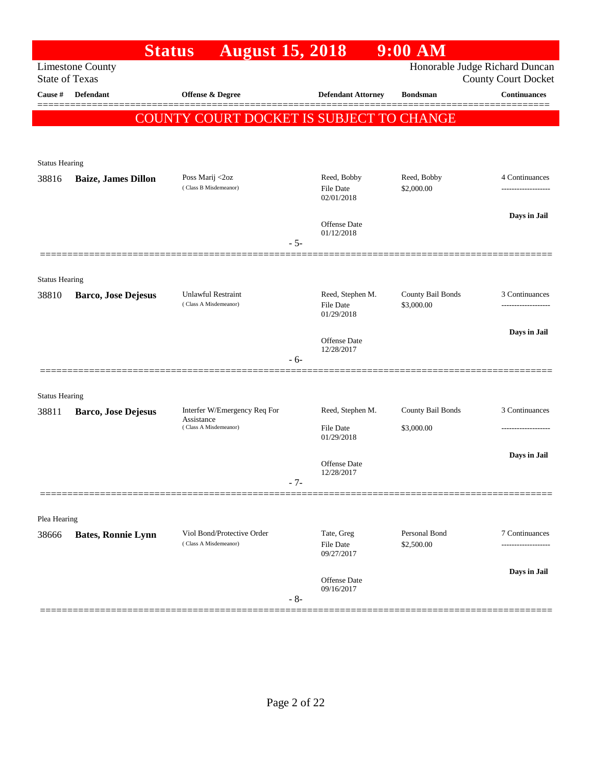# Status August 15, 2018 9:00 AM

Limestone County
State of Texas

Honorable Judge Richard Duncan
County Court Docket

**COUNTY COURT DOCKET IS SUBJECT TO CHANGE**

| Cause # | Defendant | Offense & Degree | Defendant Attorney | Bondsman | Continuances |
|---|---|---|---|---|---|
| Status Hearing | | | | | |
| 38816 | **Baize, James Dillon** | Poss Marij <2oz (Class B Misdemeanor) | Reed, Bobby<br>File Date 02/01/2018<br>Offense Date 01/12/2018 | Reed, Bobby<br>$2,000.00 | 4 Continuances<br>-------------------<br>**Days in Jail** |
| | | | - 5- | | |
| Status Hearing | | | | | |
| 38810 | **Barco, Jose Dejesus** | Unlawful Restraint (Class A Misdemeanor) | Reed, Stephen M.<br>File Date 01/29/2018<br>Offense Date 12/28/2017 | County Bail Bonds<br>$3,000.00 | 3 Continuances<br>-------------------<br>**Days in Jail** |
| | | | - 6- | | |
| Status Hearing | | | | | |
| 38811 | **Barco, Jose Dejesus** | Interfer W/Emergency Req For Assistance (Class A Misdemeanor) | Reed, Stephen M.<br>File Date 01/29/2018<br>Offense Date 12/28/2017 | County Bail Bonds<br>$3,000.00 | 3 Continuances<br>-------------------<br>**Days in Jail** |
| | | | - 7- | | |
| Plea Hearing | | | | | |
| 38666 | **Bates, Ronnie Lynn** | Viol Bond/Protective Order (Class A Misdemeanor) | Tate, Greg<br>File Date 09/27/2017<br>Offense Date 09/16/2017 | Personal Bond<br>$2,500.00 | 7 Continuances<br>-------------------<br>**Days in Jail** |
| | | | - 8- | | |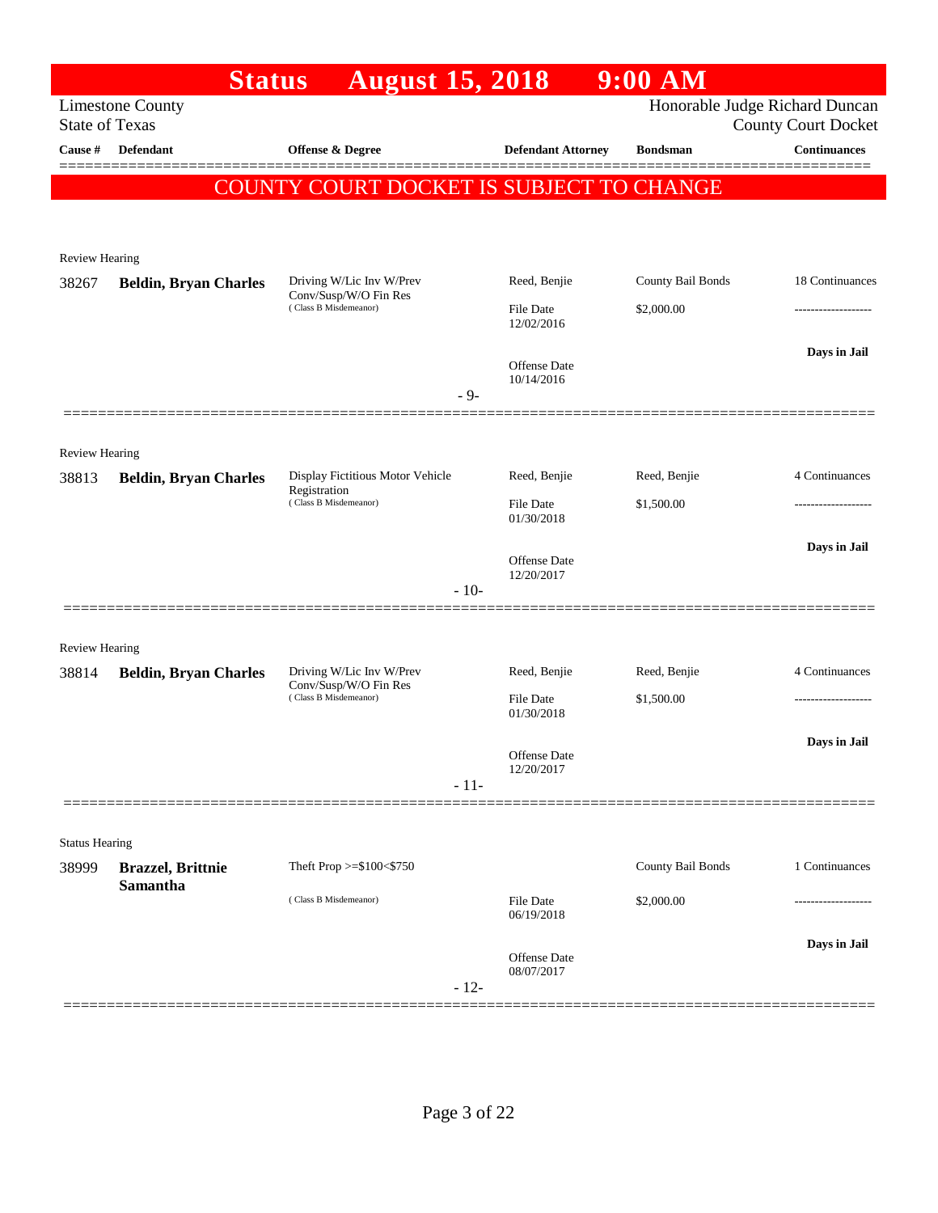# Status August 15, 2018 9:00 AM

Limestone County
State of Texas

Honorable Judge Richard Duncan
County Court Docket

| Cause # | Defendant | Offense & Degree | Defendant Attorney | Bondsman | Continuances |
|---|---|---|---|---|---|

**COUNTY COURT DOCKET IS SUBJECT TO CHANGE**

Review Hearing

| Cause # | Defendant | Offense & Degree | Defendant Attorney | Bondsman | Continuances |
|---|---|---|---|---|---|
| 38267 | **Beldin, Bryan Charles** | Driving W/Lic Inv W/Prev Conv/Susp/W/O Fin Res (Class B Misdemeanor) | Reed, Benjie | County Bail Bonds | 18 Continuances |
| | | | File Date 12/02/2016 | $2,000.00 | ------------------- |
| | | | Offense Date 10/14/2016 | | **Days in Jail** |

- 9-

Review Hearing

| Cause # | Defendant | Offense & Degree | Defendant Attorney | Bondsman | Continuances |
|---|---|---|---|---|---|
| 38813 | **Beldin, Bryan Charles** | Display Fictitious Motor Vehicle Registration (Class B Misdemeanor) | Reed, Benjie | Reed, Benjie | 4 Continuances |
| | | | File Date 01/30/2018 | $1,500.00 | ------------------- |
| | | | Offense Date 12/20/2017 | | **Days in Jail** |

- 10-

Review Hearing

| Cause # | Defendant | Offense & Degree | Defendant Attorney | Bondsman | Continuances |
|---|---|---|---|---|---|
| 38814 | **Beldin, Bryan Charles** | Driving W/Lic Inv W/Prev Conv/Susp/W/O Fin Res (Class B Misdemeanor) | Reed, Benjie | Reed, Benjie | 4 Continuances |
| | | | File Date 01/30/2018 | $1,500.00 | ------------------- |
| | | | Offense Date 12/20/2017 | | **Days in Jail** |

- 11-

Status Hearing

| Cause # | Defendant | Offense & Degree | Defendant Attorney | Bondsman | Continuances |
|---|---|---|---|---|---|
| 38999 | **Brazzel, Brittnie Samantha** | Theft Prop >=$100<$750 (Class B Misdemeanor) | | County Bail Bonds | 1 Continuances |
| | | | File Date 06/19/2018 | $2,000.00 | ------------------- |
| | | | Offense Date 08/07/2017 | | **Days in Jail** |

- 12-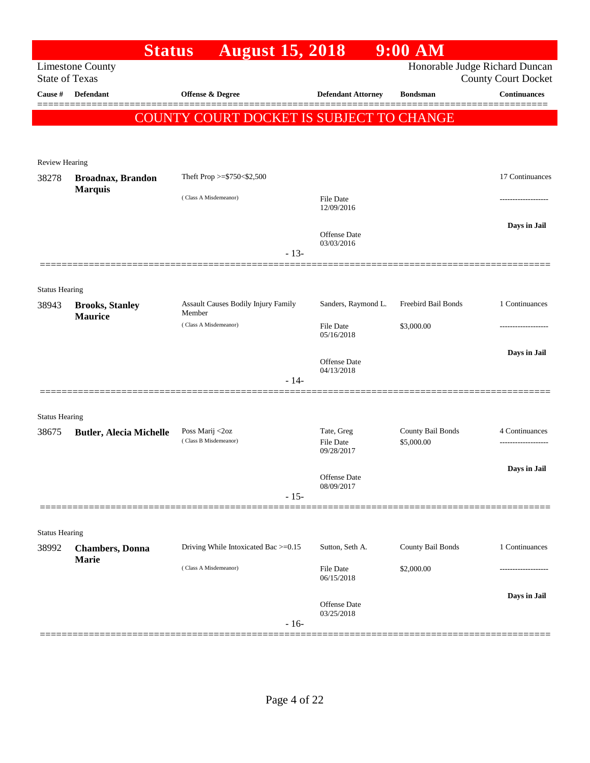# Status August 15, 2018 9:00 AM

Limestone County
State of Texas

Honorable Judge Richard Duncan
County Court Docket

**COUNTY COURT DOCKET IS SUBJECT TO CHANGE**

| Cause # | Defendant | Offense & Degree | Defendant Attorney | Bondsman | Continuances |
|---|---|---|---|---|---|
| Review Hearing | | | | | |
| 38278 | **Broadnax, Brandon Marquis** | Theft Prop >=$750<$2,500 ( Class A Misdemeanor) | File Date 12/09/2016 Offense Date 03/03/2016 | | 17 Continuances ------------------- **Days in Jail** |
| | | - 13- | | | |
| Status Hearing | | | | | |
| 38943 | **Brooks, Stanley Maurice** | Assault Causes Bodily Injury Family Member ( Class A Misdemeanor) | Sanders, Raymond L. File Date 05/16/2018 Offense Date 04/13/2018 | Freebird Bail Bonds $3,000.00 | 1 Continuances ------------------- **Days in Jail** |
| | | - 14- | | | |
| Status Hearing | | | | | |
| 38675 | **Butler, Alecia Michelle** | Poss Marij <2oz ( Class B Misdemeanor) | Tate, Greg File Date 09/28/2017 Offense Date 08/09/2017 | County Bail Bonds $5,000.00 | 4 Continuances ------------------- **Days in Jail** |
| | | - 15- | | | |
| Status Hearing | | | | | |
| 38992 | **Chambers, Donna Marie** | Driving While Intoxicated Bac >=0.15 ( Class A Misdemeanor) | Sutton, Seth A. File Date 06/15/2018 Offense Date 03/25/2018 | County Bail Bonds $2,000.00 | 1 Continuances ------------------- **Days in Jail** |
| | | - 16- | | | |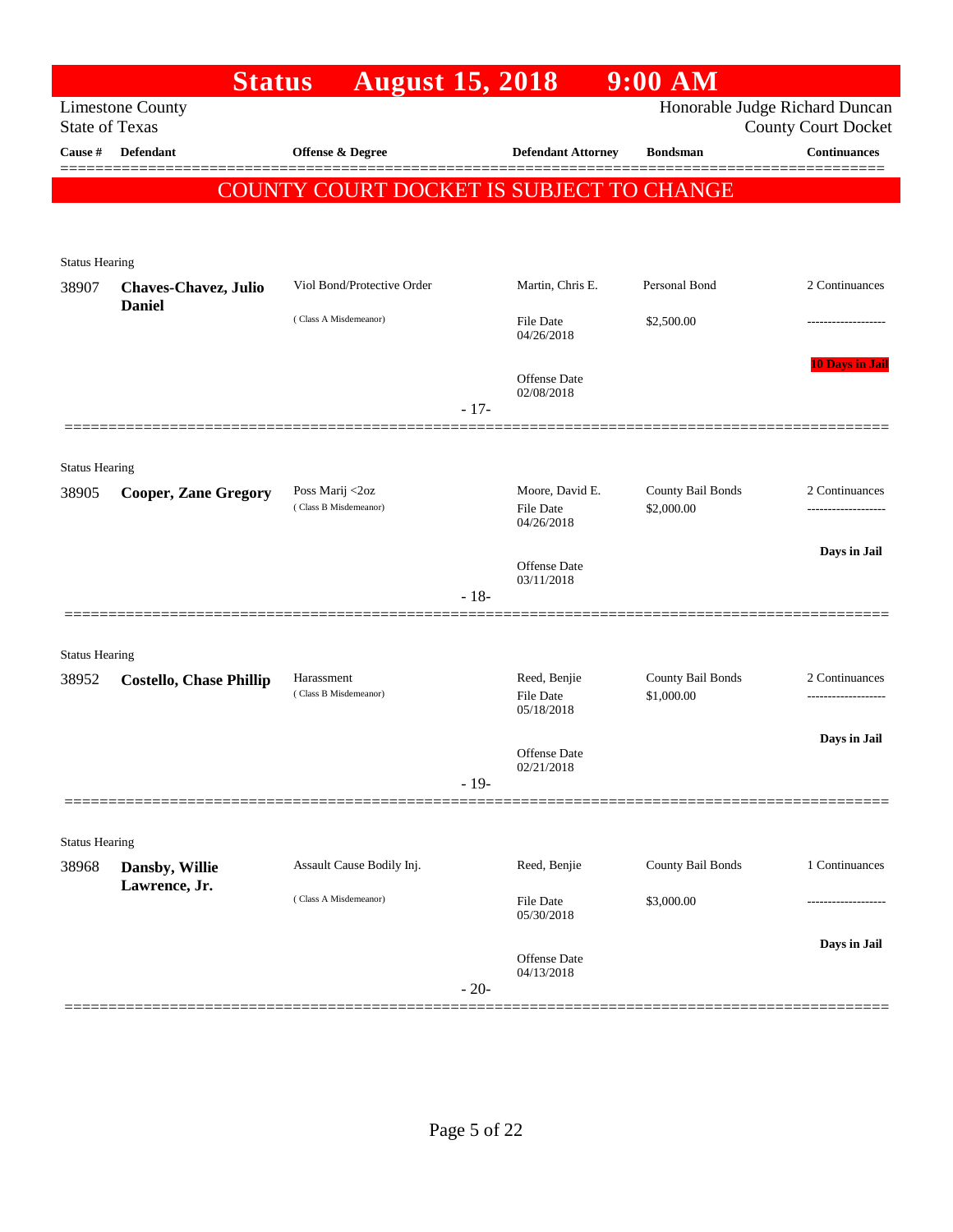# Status August 15, 2018 9:00 AM

Limestone County
State of Texas

Honorable Judge Richard Duncan
County Court Docket

| Cause # | Defendant | Offense & Degree | Defendant Attorney | Bondsman | Continuances |
|---|---|---|---|---|---|

**COUNTY COURT DOCKET IS SUBJECT TO CHANGE**

---

Status Hearing

| Cause # | Defendant | Offense & Degree | Defendant Attorney | Bondsman | Continuances |
|---|---|---|---|---|---|
| 38907 | **Chaves-Chavez, Julio Daniel** | Viol Bond/Protective Order (Class A Misdemeanor) | Martin, Chris E. File Date 04/26/2018 Offense Date 02/08/2018 | Personal Bond $2,500.00 | 2 Continuances ------------------- 10 Days in Jail |

- 17-

---

Status Hearing

| Cause # | Defendant | Offense & Degree | Defendant Attorney | Bondsman | Continuances |
|---|---|---|---|---|---|
| 38905 | **Cooper, Zane Gregory** | Poss Marij <2oz (Class B Misdemeanor) | Moore, David E. File Date 04/26/2018 Offense Date 03/11/2018 | County Bail Bonds $2,000.00 | 2 Continuances ------------------- Days in Jail |

- 18-

---

Status Hearing

| Cause # | Defendant | Offense & Degree | Defendant Attorney | Bondsman | Continuances |
|---|---|---|---|---|---|
| 38952 | **Costello, Chase Phillip** | Harassment (Class B Misdemeanor) | Reed, Benjie File Date 05/18/2018 Offense Date 02/21/2018 | County Bail Bonds $1,000.00 | 2 Continuances ------------------- Days in Jail |

- 19-

---

Status Hearing

| Cause # | Defendant | Offense & Degree | Defendant Attorney | Bondsman | Continuances |
|---|---|---|---|---|---|
| 38968 | **Dansby, Willie Lawrence, Jr.** | Assault Cause Bodily Inj. (Class A Misdemeanor) | Reed, Benjie File Date 05/30/2018 Offense Date 04/13/2018 | County Bail Bonds $3,000.00 | 1 Continuances ------------------- Days in Jail |

- 20-

---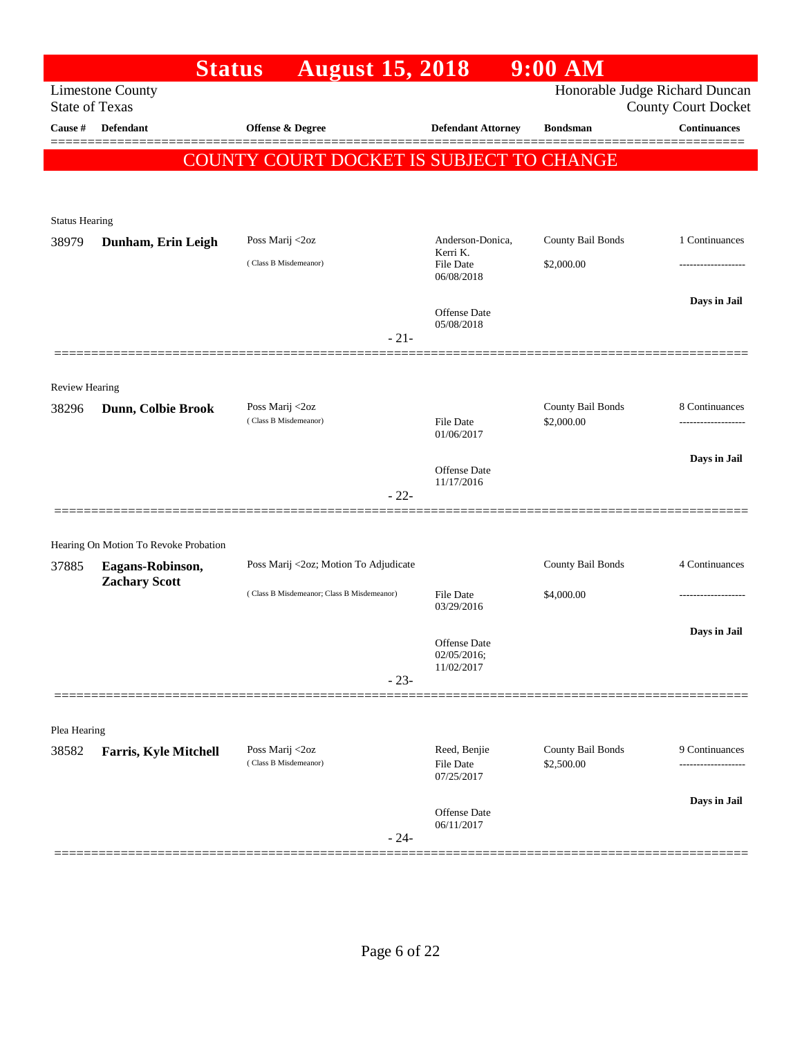# Status August 15, 2018 9:00 AM

Limestone County
State of Texas

Honorable Judge Richard Duncan
County Court Docket

**COUNTY COURT DOCKET IS SUBJECT TO CHANGE**

| Cause # | Defendant | Offense & Degree | Defendant Attorney | Bondsman | Continuances |
|---|---|---|---|---|---|
| **Status Hearing** | | | | | |
| 38979 | **Dunham, Erin Leigh** | Poss Marij <2oz (Class B Misdemeanor) | Anderson-Donica, Kerri K. File Date 06/08/2018 Offense Date 05/08/2018 | County Bail Bonds $2,000.00 | 1 Continuances ------------------- **Days in Jail** |
| | | | - 21- | | |
| **Review Hearing** | | | | | |
| 38296 | **Dunn, Colbie Brook** | Poss Marij <2oz (Class B Misdemeanor) | File Date 01/06/2017 Offense Date 11/17/2016 | County Bail Bonds $2,000.00 | 8 Continuances ------------------- **Days in Jail** |
| | | | - 22- | | |
| **Hearing On Motion To Revoke Probation** | | | | | |
| 37885 | **Eagans-Robinson, Zachary Scott** | Poss Marij <2oz; Motion To Adjudicate (Class B Misdemeanor; Class B Misdemeanor) | File Date 03/29/2016 Offense Date 02/05/2016; 11/02/2017 | County Bail Bonds $4,000.00 | 4 Continuances ------------------- **Days in Jail** |
| | | | - 23- | | |
| **Plea Hearing** | | | | | |
| 38582 | **Farris, Kyle Mitchell** | Poss Marij <2oz (Class B Misdemeanor) | Reed, Benjie File Date 07/25/2017 Offense Date 06/11/2017 | County Bail Bonds $2,500.00 | 9 Continuances ------------------- **Days in Jail** |
| | | | - 24- | | |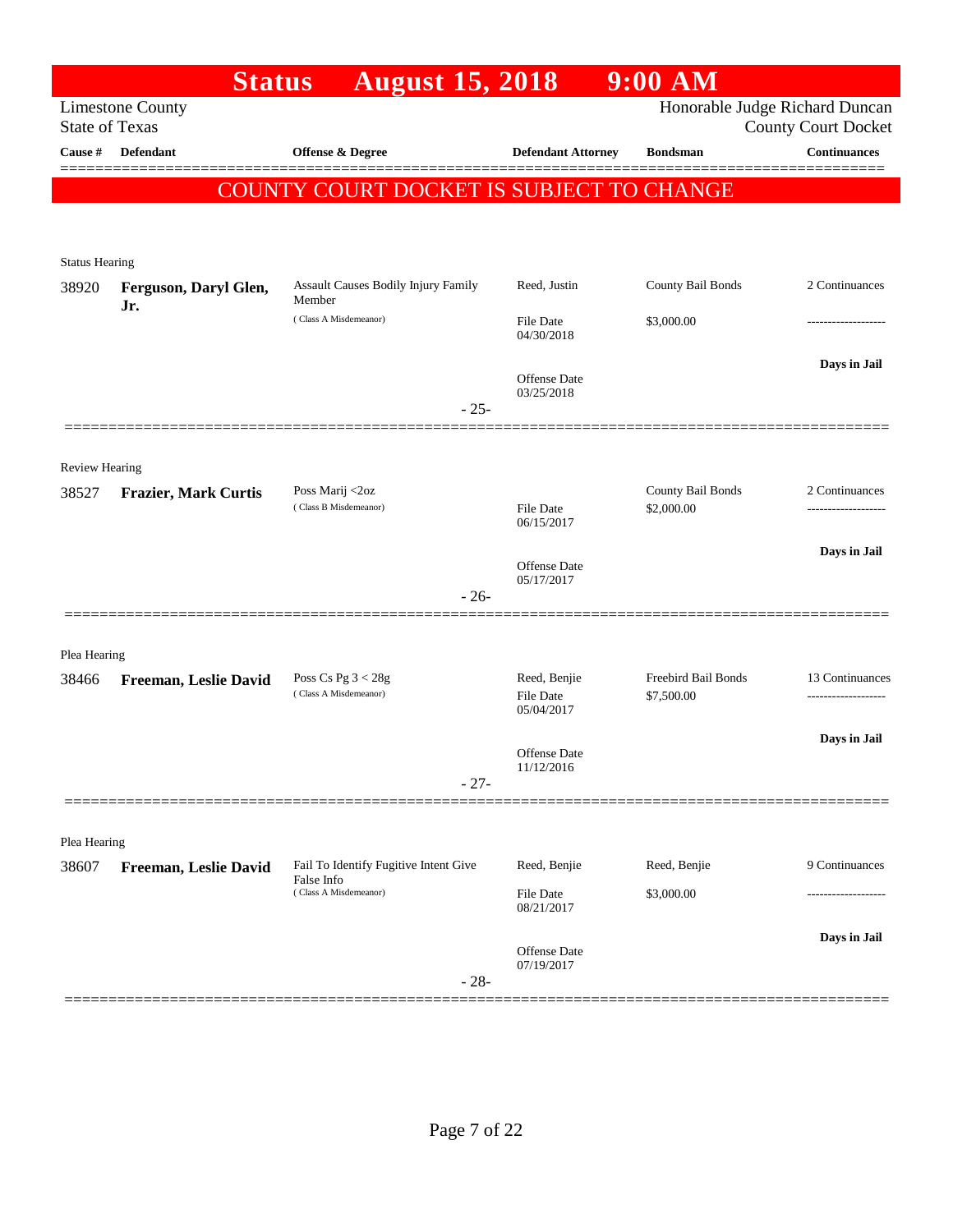# Status August 15, 2018 9:00 AM

Limestone County
State of Texas

Honorable Judge Richard Duncan
County Court Docket

**COUNTY COURT DOCKET IS SUBJECT TO CHANGE**

| Cause # | Defendant | Offense & Degree | Defendant Attorney | Bondsman | Continuances |
|---|---|---|---|---|---|
| **Status Hearing** | | | | | |
| 38920 | **Ferguson, Daryl Glen, Jr.** | Assault Causes Bodily Injury Family Member (Class A Misdemeanor) | Reed, Justin | County Bail Bonds | 2 Continuances |
| | | | File Date 04/30/2018 | $3,000.00 | ------------------- |
| | | | Offense Date 03/25/2018 | | **Days in Jail** |
| | | - 25- | | | |
| **Review Hearing** | | | | | |
| 38527 | **Frazier, Mark Curtis** | Poss Marij <2oz (Class B Misdemeanor) | | County Bail Bonds | 2 Continuances |
| | | | File Date 06/15/2017 | $2,000.00 | ------------------- |
| | | | Offense Date 05/17/2017 | | **Days in Jail** |
| | | - 26- | | | |
| **Plea Hearing** | | | | | |
| 38466 | **Freeman, Leslie David** | Poss Cs Pg 3 < 28g (Class A Misdemeanor) | Reed, Benjie | Freebird Bail Bonds | 13 Continuances |
| | | | File Date 05/04/2017 | $7,500.00 | ------------------- |
| | | | Offense Date 11/12/2016 | | **Days in Jail** |
| | | - 27- | | | |
| **Plea Hearing** | | | | | |
| 38607 | **Freeman, Leslie David** | Fail To Identify Fugitive Intent Give False Info (Class A Misdemeanor) | Reed, Benjie | Reed, Benjie | 9 Continuances |
| | | | File Date 08/21/2017 | $3,000.00 | ------------------- |
| | | | Offense Date 07/19/2017 | | **Days in Jail** |
| | | - 28- | | | |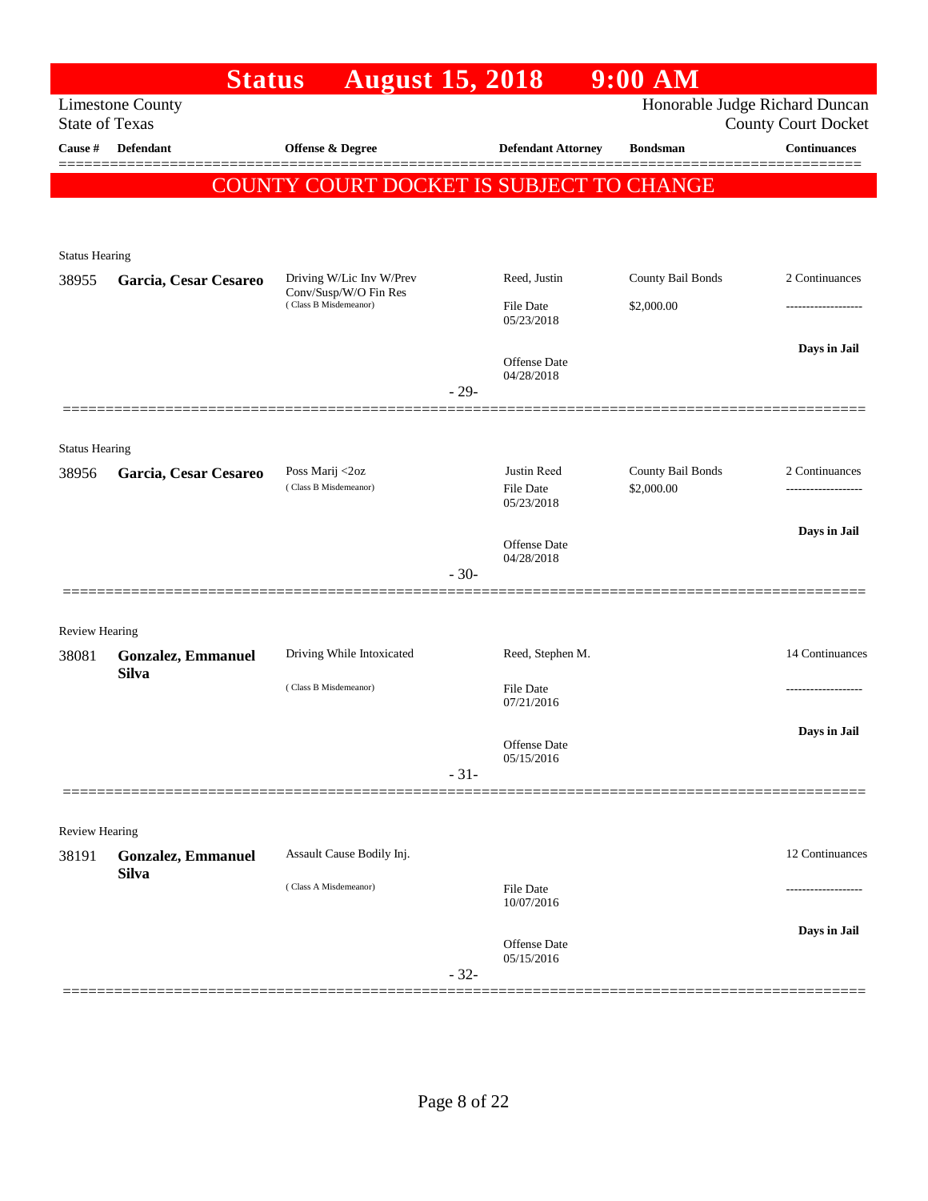# Status August 15, 2018 9:00 AM

Limestone County
State of Texas

Honorable Judge Richard Duncan
County Court Docket

**COUNTY COURT DOCKET IS SUBJECT TO CHANGE**

| Cause # | Defendant | Offense & Degree | Defendant Attorney | Bondsman | Continuances |
|---|---|---|---|---|---|
| Status Hearing | | | | | |
| 38955 | **Garcia, Cesar Cesareo** | Driving W/Lic Inv W/Prev Conv/Susp/W/O Fin Res (Class B Misdemeanor) | Reed, Justin<br>File Date 05/23/2018<br>Offense Date 04/28/2018 | County Bail Bonds<br>$2,000.00 | 2 Continuances<br>-------------------<br>**Days in Jail** |
| | | | - 29- | | |
| Status Hearing | | | | | |
| 38956 | **Garcia, Cesar Cesareo** | Poss Marij <2oz (Class B Misdemeanor) | Justin Reed<br>File Date 05/23/2018<br>Offense Date 04/28/2018 | County Bail Bonds<br>$2,000.00 | 2 Continuances<br>-------------------<br>**Days in Jail** |
| | | | - 30- | | |
| Review Hearing | | | | | |
| 38081 | **Gonzalez, Emmanuel Silva** | Driving While Intoxicated (Class B Misdemeanor) | Reed, Stephen M.<br>File Date 07/21/2016<br>Offense Date 05/15/2016 | | 14 Continuances<br>-------------------<br>**Days in Jail** |
| | | | - 31- | | |
| Review Hearing | | | | | |
| 38191 | **Gonzalez, Emmanuel Silva** | Assault Cause Bodily Inj. (Class A Misdemeanor) | File Date 10/07/2016<br>Offense Date 05/15/2016 | | 12 Continuances<br>-------------------<br>**Days in Jail** |
| | | | - 32- | | |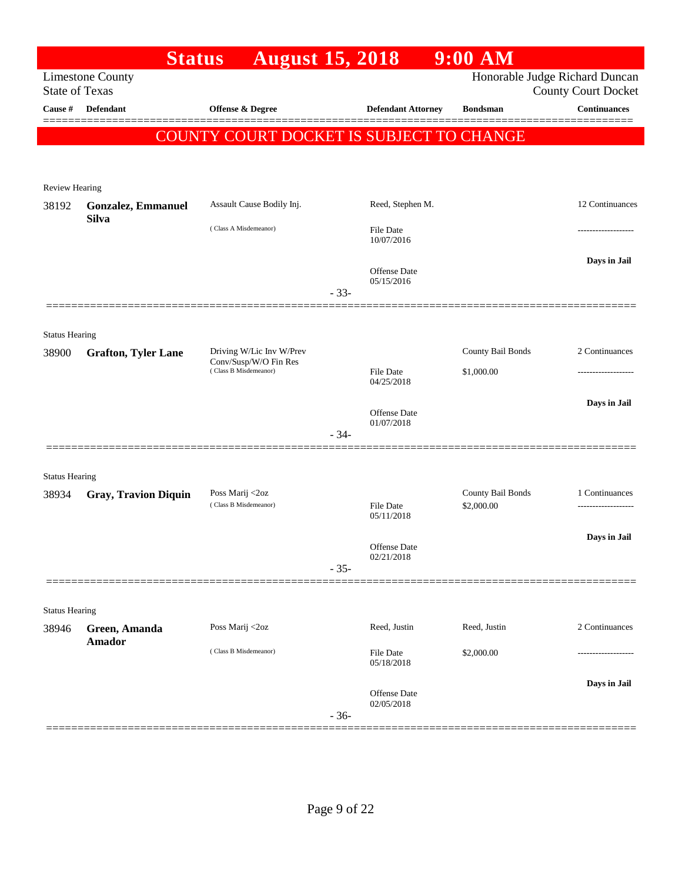# Status August 15, 2018 9:00 AM

Limestone County
State of Texas

Honorable Judge Richard Duncan
County Court Docket

| Cause # | Defendant | Offense & Degree | Defendant Attorney | Bondsman | Continuances |
|---|---|---|---|---|---|

**COUNTY COURT DOCKET IS SUBJECT TO CHANGE**

Review Hearing

| Cause # | Defendant | Offense & Degree | Defendant Attorney | Bondsman | Continuances |
|---|---|---|---|---|---|
| 38192 | **Gonzalez, Emmanuel Silva** | Assault Cause Bodily Inj. (Class A Misdemeanor) | Reed, Stephen M. File Date 10/07/2016 Offense Date 05/15/2016 | | 12 Continuances ------------------- **Days in Jail** |

- 33-

Status Hearing

| Cause # | Defendant | Offense & Degree | Defendant Attorney | Bondsman | Continuances |
|---|---|---|---|---|---|
| 38900 | **Grafton, Tyler Lane** | Driving W/Lic Inv W/Prev Conv/Susp/W/O Fin Res (Class B Misdemeanor) | File Date 04/25/2018 Offense Date 01/07/2018 | County Bail Bonds $1,000.00 | 2 Continuances ------------------- **Days in Jail** |

- 34-

Status Hearing

| Cause # | Defendant | Offense & Degree | Defendant Attorney | Bondsman | Continuances |
|---|---|---|---|---|---|
| 38934 | **Gray, Travion Diquin** | Poss Marij <2oz (Class B Misdemeanor) | File Date 05/11/2018 Offense Date 02/21/2018 | County Bail Bonds $2,000.00 | 1 Continuances ------------------- **Days in Jail** |

- 35-

Status Hearing

| Cause # | Defendant | Offense & Degree | Defendant Attorney | Bondsman | Continuances |
|---|---|---|---|---|---|
| 38946 | **Green, Amanda Amador** | Poss Marij <2oz (Class B Misdemeanor) | Reed, Justin File Date 05/18/2018 Offense Date 02/05/2018 | Reed, Justin $2,000.00 | 2 Continuances ------------------- **Days in Jail** |

- 36-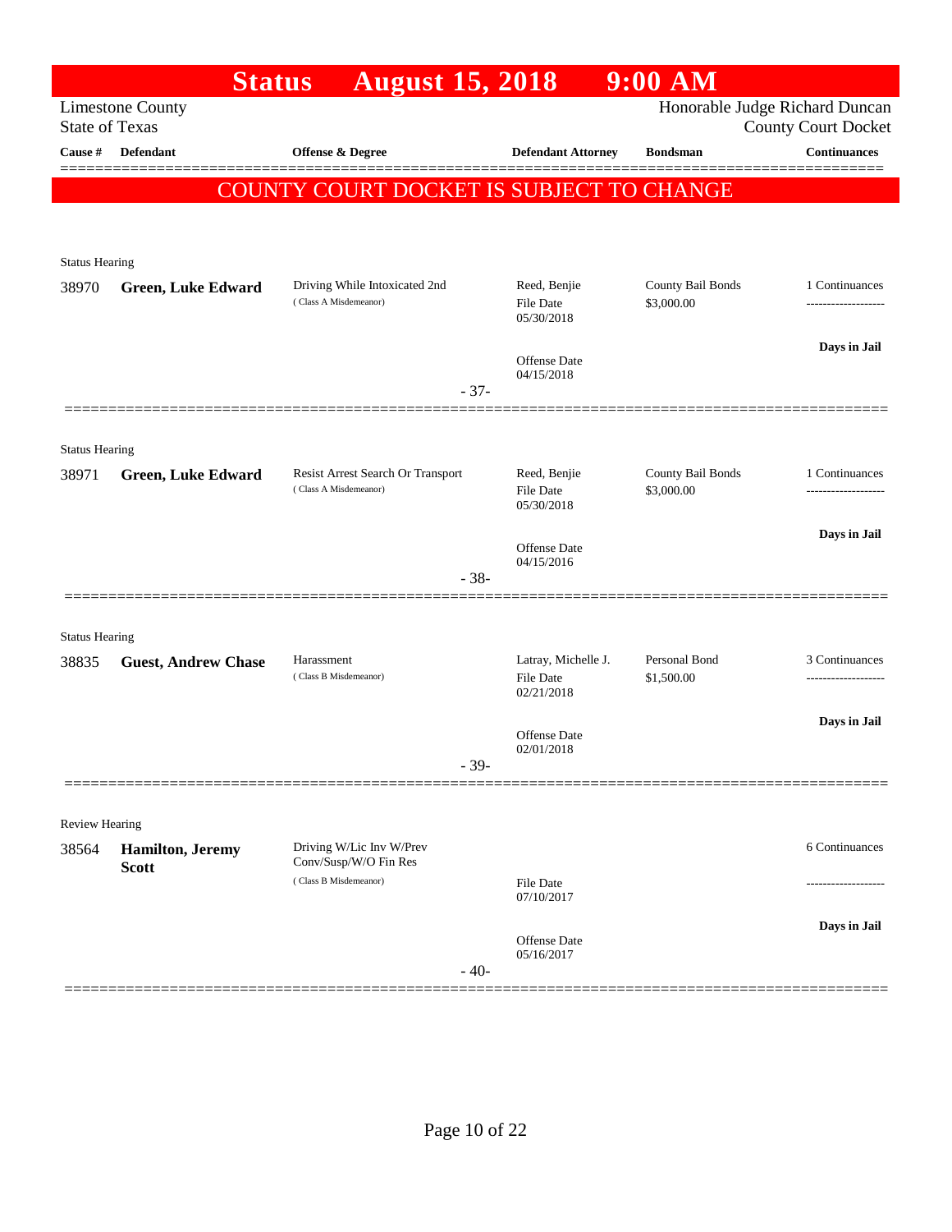# Status August 15, 2018 9:00 AM

Limestone County
State of Texas

Honorable Judge Richard Duncan
County Court Docket

| Cause # | Defendant | Offense & Degree | Defendant Attorney | Bondsman | Continuances |
|---|---|---|---|---|---|

**COUNTY COURT DOCKET IS SUBJECT TO CHANGE**

Status Hearing

| Cause # | Defendant | Offense & Degree | Defendant Attorney | Bondsman | Continuances |
|---|---|---|---|---|---|
| 38970 | **Green, Luke Edward** | Driving While Intoxicated 2nd (Class A Misdemeanor) | Reed, Benjie<br>File Date 05/30/2018<br>Offense Date 04/15/2018 | County Bail Bonds<br>$3,000.00 | 1 Continuances<br>-------------------<br>**Days in Jail** |

\- 37-

Status Hearing

| Cause # | Defendant | Offense & Degree | Defendant Attorney | Bondsman | Continuances |
|---|---|---|---|---|---|
| 38971 | **Green, Luke Edward** | Resist Arrest Search Or Transport (Class A Misdemeanor) | Reed, Benjie<br>File Date 05/30/2018<br>Offense Date 04/15/2016 | County Bail Bonds<br>$3,000.00 | 1 Continuances<br>-------------------<br>**Days in Jail** |

\- 38-

Status Hearing

| Cause # | Defendant | Offense & Degree | Defendant Attorney | Bondsman | Continuances |
|---|---|---|---|---|---|
| 38835 | **Guest, Andrew Chase** | Harassment (Class B Misdemeanor) | Latray, Michelle J.<br>File Date 02/21/2018<br>Offense Date 02/01/2018 | Personal Bond<br>$1,500.00 | 3 Continuances<br>-------------------<br>**Days in Jail** |

\- 39-

Review Hearing

| Cause # | Defendant | Offense & Degree | Defendant Attorney | Bondsman | Continuances |
|---|---|---|---|---|---|
| 38564 | **Hamilton, Jeremy Scott** | Driving W/Lic Inv W/Prev Conv/Susp/W/O Fin Res (Class B Misdemeanor) | File Date 07/10/2017<br>Offense Date 05/16/2017 | | 6 Continuances<br>-------------------<br>**Days in Jail** |

\- 40-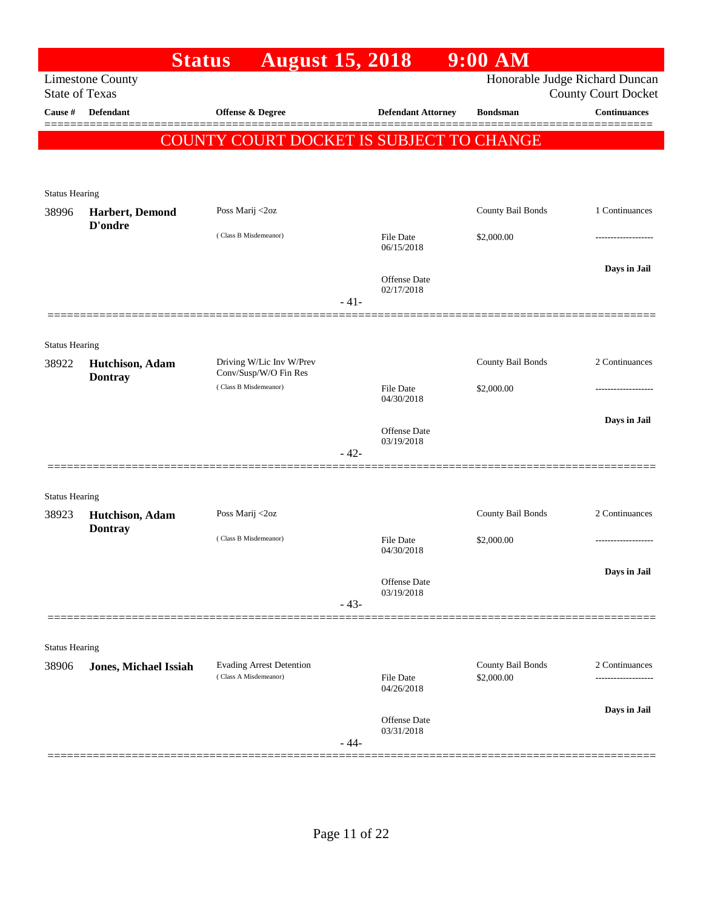# Status August 15, 2018 9:00 AM

Limestone County
State of Texas

Honorable Judge Richard Duncan
County Court Docket

| Cause # | Defendant | Offense & Degree | Defendant Attorney | Bondsman | Continuances |
|---|---|---|---|---|---|

**COUNTY COURT DOCKET IS SUBJECT TO CHANGE**

---

Status Hearing

| Cause # | Defendant | Offense & Degree | Defendant Attorney | Bondsman | Continuances |
|---|---|---|---|---|---|
| 38996 | **Harbert, Demond D'ondre** | Poss Marij <2oz (Class B Misdemeanor) | File Date 06/15/2018; Offense Date 02/17/2018 | County Bail Bonds $2,000.00 | 1 Continuances; **Days in Jail** |

- 41-

---

Status Hearing

| Cause # | Defendant | Offense & Degree | Defendant Attorney | Bondsman | Continuances |
|---|---|---|---|---|---|
| 38922 | **Hutchison, Adam Dontray** | Driving W/Lic Inv W/Prev Conv/Susp/W/O Fin Res (Class B Misdemeanor) | File Date 04/30/2018; Offense Date 03/19/2018 | County Bail Bonds $2,000.00 | 2 Continuances; **Days in Jail** |

- 42-

---

Status Hearing

| Cause # | Defendant | Offense & Degree | Defendant Attorney | Bondsman | Continuances |
|---|---|---|---|---|---|
| 38923 | **Hutchison, Adam Dontray** | Poss Marij <2oz (Class B Misdemeanor) | File Date 04/30/2018; Offense Date 03/19/2018 | County Bail Bonds $2,000.00 | 2 Continuances; **Days in Jail** |

- 43-

---

Status Hearing

| Cause # | Defendant | Offense & Degree | Defendant Attorney | Bondsman | Continuances |
|---|---|---|---|---|---|
| 38906 | **Jones, Michael Issiah** | Evading Arrest Detention (Class A Misdemeanor) | File Date 04/26/2018; Offense Date 03/31/2018 | County Bail Bonds $2,000.00 | 2 Continuances; **Days in Jail** |

- 44-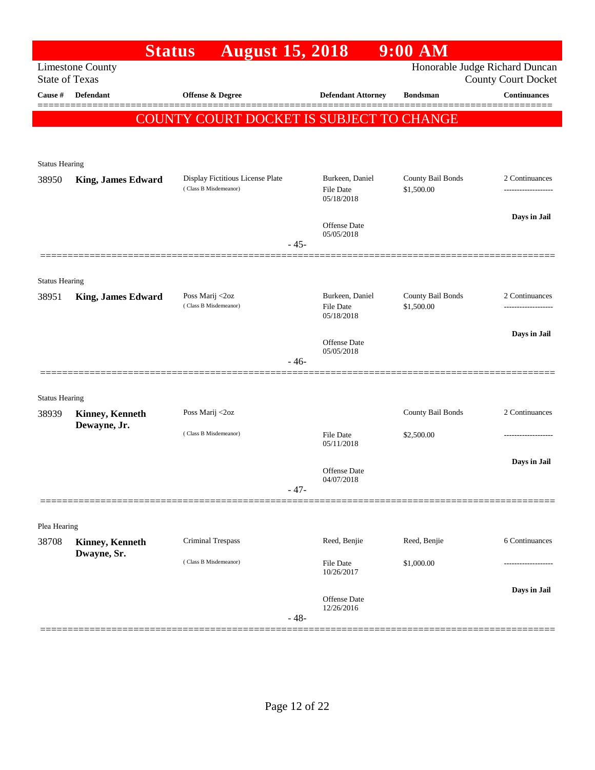# Status August 15, 2018 9:00 AM

Limestone County
State of Texas

Honorable Judge Richard Duncan
County Court Docket

**COUNTY COURT DOCKET IS SUBJECT TO CHANGE**

| Cause # | Defendant | Offense & Degree | Defendant Attorney | Bondsman | Continuances |
|---|---|---|---|---|---|
| Status Hearing | | | | | |
| 38950 | **King, James Edward** | Display Fictitious License Plate (Class B Misdemeanor) | Burkeen, Daniel<br>File Date 05/18/2018<br>Offense Date 05/05/2018 | County Bail Bonds<br>$1,500.00 | 2 Continuances<br>-------------------<br>**Days in Jail** |
| | | | - 45- | | |
| Status Hearing | | | | | |
| 38951 | **King, James Edward** | Poss Marij <2oz (Class B Misdemeanor) | Burkeen, Daniel<br>File Date 05/18/2018<br>Offense Date 05/05/2018 | County Bail Bonds<br>$1,500.00 | 2 Continuances<br>-------------------<br>**Days in Jail** |
| | | | - 46- | | |
| Status Hearing | | | | | |
| 38939 | **Kinney, Kenneth Dewayne, Jr.** | Poss Marij <2oz (Class B Misdemeanor) | File Date 05/11/2018<br>Offense Date 04/07/2018 | County Bail Bonds<br>$2,500.00 | 2 Continuances<br>-------------------<br>**Days in Jail** |
| | | | - 47- | | |
| Plea Hearing | | | | | |
| 38708 | **Kinney, Kenneth Dwayne, Sr.** | Criminal Trespass (Class B Misdemeanor) | Reed, Benjie<br>File Date 10/26/2017<br>Offense Date 12/26/2016 | Reed, Benjie<br>$1,000.00 | 6 Continuances<br>-------------------<br>**Days in Jail** |
| | | | - 48- | | |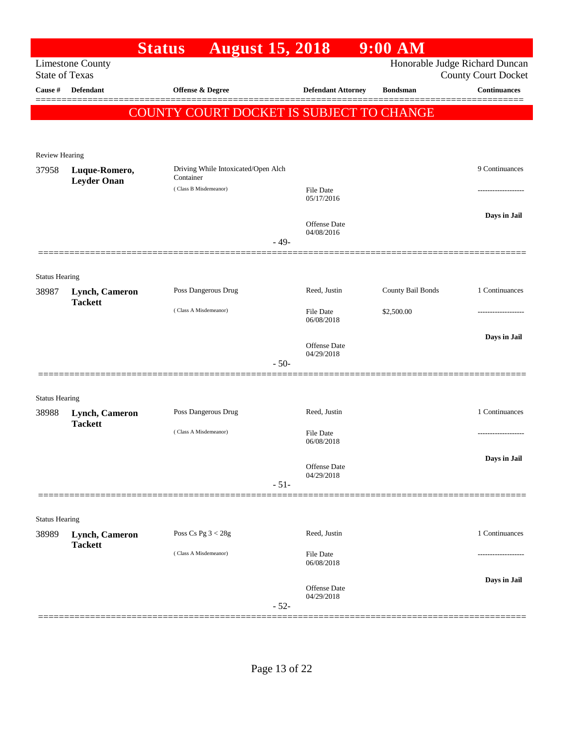# Status August 15, 2018 9:00 AM

Limestone County
State of Texas

Honorable Judge Richard Duncan
County Court Docket

| Cause # | Defendant | Offense & Degree | Defendant Attorney | Bondsman | Continuances |
|---|---|---|---|---|---|

## COUNTY COURT DOCKET IS SUBJECT TO CHANGE

**Review Hearing**

| Cause # | Defendant | Offense & Degree | Defendant Attorney | Bondsman | Continuances |
|---|---|---|---|---|---|
| 37958 | **Luque-Romero, Leyder Onan** | Driving While Intoxicated/Open Alch Container<br>( Class B Misdemeanor) | File Date 05/17/2016<br>Offense Date 04/08/2016 | | 9 Continuances<br>-------------------<br>**Days in Jail** |

- 49-

**Status Hearing**

| Cause # | Defendant | Offense & Degree | Defendant Attorney | Bondsman | Continuances |
|---|---|---|---|---|---|
| 38987 | **Lynch, Cameron Tackett** | Poss Dangerous Drug<br>( Class A Misdemeanor) | Reed, Justin<br>File Date 06/08/2018<br>Offense Date 04/29/2018 | County Bail Bonds<br>$2,500.00 | 1 Continuances<br>-------------------<br>**Days in Jail** |

- 50-

**Status Hearing**

| Cause # | Defendant | Offense & Degree | Defendant Attorney | Bondsman | Continuances |
|---|---|---|---|---|---|
| 38988 | **Lynch, Cameron Tackett** | Poss Dangerous Drug<br>( Class A Misdemeanor) | Reed, Justin<br>File Date 06/08/2018<br>Offense Date 04/29/2018 | | 1 Continuances<br>-------------------<br>**Days in Jail** |

- 51-

**Status Hearing**

| Cause # | Defendant | Offense & Degree | Defendant Attorney | Bondsman | Continuances |
|---|---|---|---|---|---|
| 38989 | **Lynch, Cameron Tackett** | Poss Cs Pg 3 < 28g<br>( Class A Misdemeanor) | Reed, Justin<br>File Date 06/08/2018<br>Offense Date 04/29/2018 | | 1 Continuances<br>-------------------<br>**Days in Jail** |

- 52-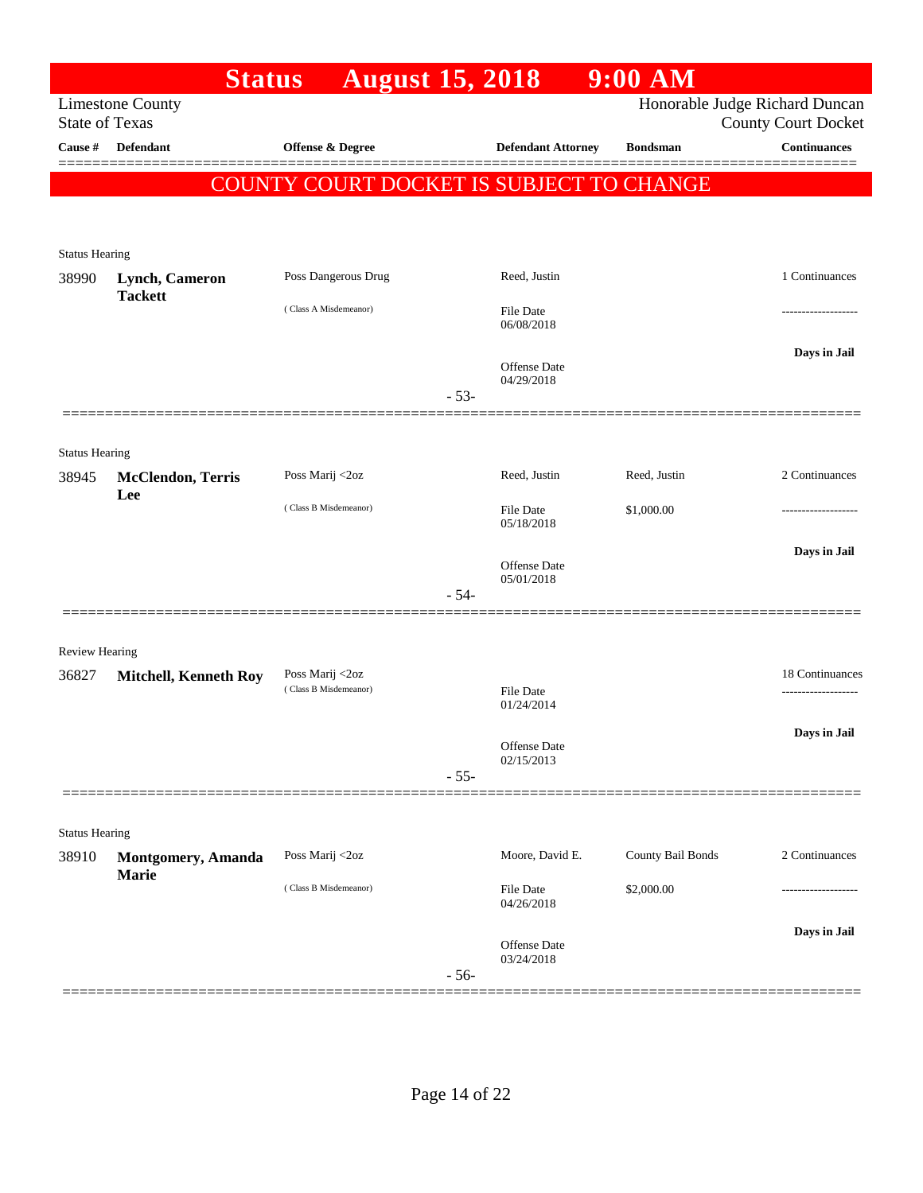# Status August 15, 2018 9:00 AM

Limestone County
State of Texas

Honorable Judge Richard Duncan
County Court Docket

**COUNTY COURT DOCKET IS SUBJECT TO CHANGE**

| Cause # | Defendant | Offense & Degree | Defendant Attorney | Bondsman | Continuances |
|---|---|---|---|---|---|
| **Status Hearing** | | | | | |
| 38990 | **Lynch, Cameron Tackett** | Poss Dangerous Drug (Class A Misdemeanor) | Reed, Justin<br>File Date 06/08/2018<br>Offense Date 04/29/2018 | | 1 Continuances<br>-------------------<br>**Days in Jail** |
| | | - 53- | | | |
| **Status Hearing** | | | | | |
| 38945 | **McClendon, Terris Lee** | Poss Marij <2oz (Class B Misdemeanor) | Reed, Justin<br>File Date 05/18/2018<br>Offense Date 05/01/2018 | Reed, Justin<br>$1,000.00 | 2 Continuances<br>-------------------<br>**Days in Jail** |
| | | - 54- | | | |
| **Review Hearing** | | | | | |
| 36827 | **Mitchell, Kenneth Roy** | Poss Marij <2oz (Class B Misdemeanor) | File Date 01/24/2014<br>Offense Date 02/15/2013 | | 18 Continuances<br>-------------------<br>**Days in Jail** |
| | | - 55- | | | |
| **Status Hearing** | | | | | |
| 38910 | **Montgomery, Amanda Marie** | Poss Marij <2oz (Class B Misdemeanor) | Moore, David E.<br>File Date 04/26/2018<br>Offense Date 03/24/2018 | County Bail Bonds<br>$2,000.00 | 2 Continuances<br>-------------------<br>**Days in Jail** |
| | | - 56- | | | |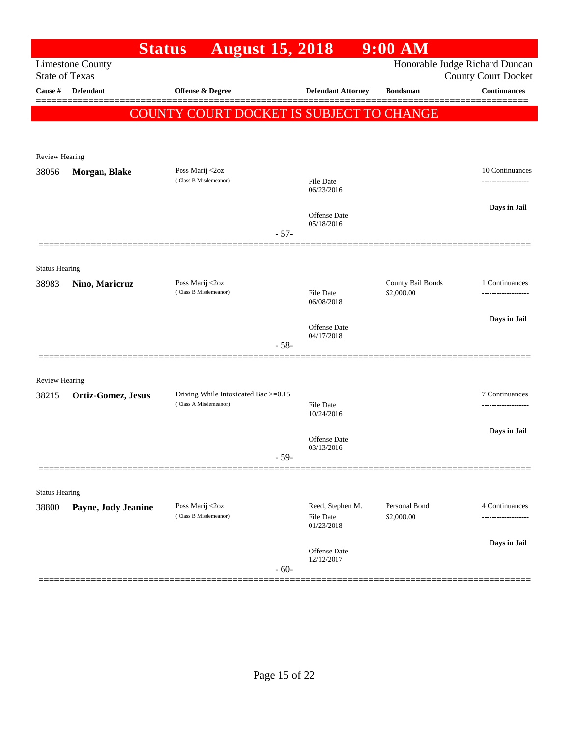# Status August 15, 2018 9:00 AM

Limestone County
State of Texas

Honorable Judge Richard Duncan
County Court Docket

| Cause # | Defendant | Offense & Degree | Defendant Attorney | Bondsman | Continuances |
|---|---|---|---|---|---|

**COUNTY COURT DOCKET IS SUBJECT TO CHANGE**

---

Review Hearing

| Cause # | Defendant | Offense & Degree | Defendant Attorney | Bondsman | Continuances |
|---|---|---|---|---|---|
| 38056 | **Morgan, Blake** | Poss Marij <2oz (Class B Misdemeanor) | File Date 06/23/2016<br>Offense Date 05/18/2016 | | 10 Continuances<br>Days in Jail |

- 57-

---

Status Hearing

| Cause # | Defendant | Offense & Degree | Defendant Attorney | Bondsman | Continuances |
|---|---|---|---|---|---|
| 38983 | **Nino, Maricruz** | Poss Marij <2oz (Class B Misdemeanor) | File Date 06/08/2018<br>Offense Date 04/17/2018 | County Bail Bonds<br>$2,000.00 | 1 Continuances<br>Days in Jail |

- 58-

---

Review Hearing

| Cause # | Defendant | Offense & Degree | Defendant Attorney | Bondsman | Continuances |
|---|---|---|---|---|---|
| 38215 | **Ortiz-Gomez, Jesus** | Driving While Intoxicated Bac >=0.15 (Class A Misdemeanor) | File Date 10/24/2016<br>Offense Date 03/13/2016 | | 7 Continuances<br>Days in Jail |

- 59-

---

Status Hearing

| Cause # | Defendant | Offense & Degree | Defendant Attorney | Bondsman | Continuances |
|---|---|---|---|---|---|
| 38800 | **Payne, Jody Jeanine** | Poss Marij <2oz (Class B Misdemeanor) | Reed, Stephen M.<br>File Date 01/23/2018<br>Offense Date 12/12/2017 | Personal Bond<br>$2,000.00 | 4 Continuances<br>Days in Jail |

- 60-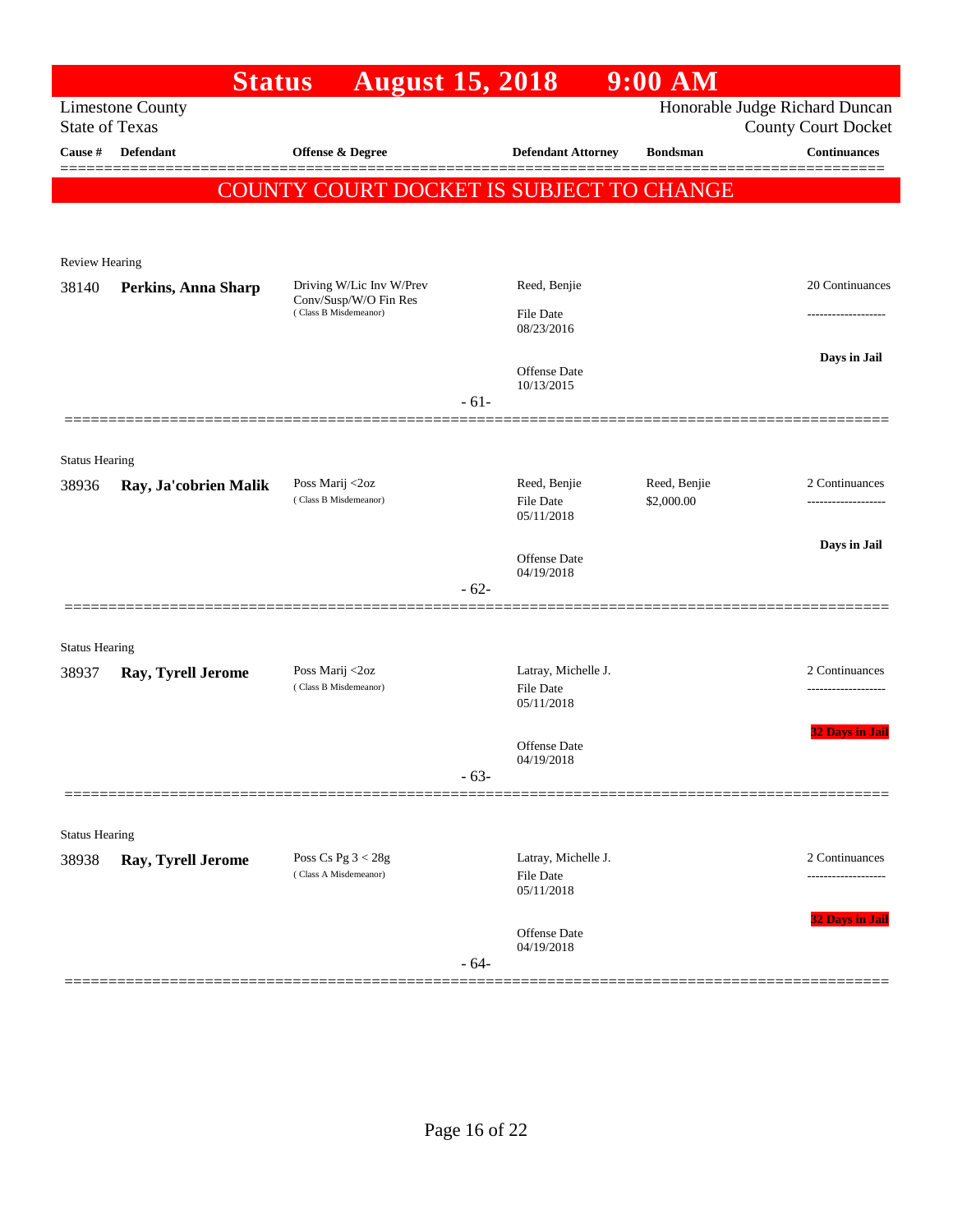# Status August 15, 2018 9:00 AM

Limestone County
State of Texas

Honorable Judge Richard Duncan
County Court Docket

**COUNTY COURT DOCKET IS SUBJECT TO CHANGE**

| Cause # | Defendant | Offense & Degree | Defendant Attorney | Bondsman | Continuances |
|---|---|---|---|---|---|
| Review Hearing | | | | | |
| 38140 | **Perkins, Anna Sharp** | Driving W/Lic Inv W/Prev Conv/Susp/W/O Fin Res (Class B Misdemeanor) | Reed, Benjie<br>File Date 08/23/2016<br>Offense Date 10/13/2015 | | 20 Continuances<br>-------------------<br>**Days in Jail** |
| | | | - 61- | | |
| Status Hearing | | | | | |
| 38936 | **Ray, Ja'cobrien Malik** | Poss Marij <2oz (Class B Misdemeanor) | Reed, Benjie<br>File Date 05/11/2018<br>Offense Date 04/19/2018 | Reed, Benjie<br>$2,000.00 | 2 Continuances<br>-------------------<br>**Days in Jail** |
| | | | - 62- | | |
| Status Hearing | | | | | |
| 38937 | **Ray, Tyrell Jerome** | Poss Marij <2oz (Class B Misdemeanor) | Latray, Michelle J.<br>File Date 05/11/2018<br>Offense Date 04/19/2018 | | 2 Continuances<br>-------------------<br>**32 Days in Jail** |
| | | | - 63- | | |
| Status Hearing | | | | | |
| 38938 | **Ray, Tyrell Jerome** | Poss Cs Pg 3 < 28g (Class A Misdemeanor) | Latray, Michelle J.<br>File Date 05/11/2018<br>Offense Date 04/19/2018 | | 2 Continuances<br>-------------------<br>**32 Days in Jail** |
| | | | - 64- | | |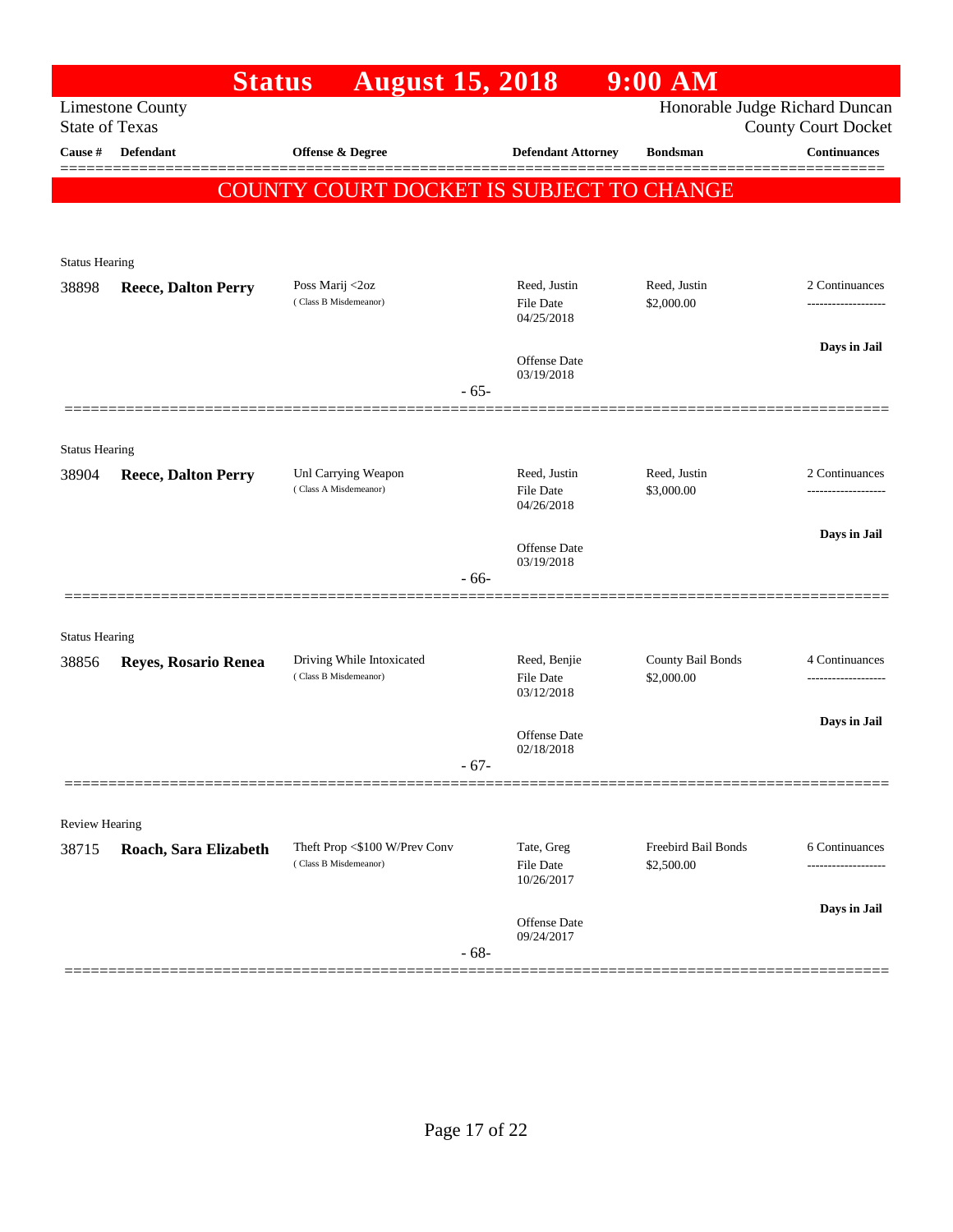# Status August 15, 2018 9:00 AM

Limestone County
State of Texas

Honorable Judge Richard Duncan
County Court Docket

| Cause # | Defendant | Offense & Degree | Defendant Attorney | Bondsman | Continuances |
|---|---|---|---|---|---|

## COUNTY COURT DOCKET IS SUBJECT TO CHANGE

Status Hearing

| Cause # | Defendant | Offense & Degree | Defendant Attorney | Bondsman | Continuances |
|---|---|---|---|---|---|
| 38898 | **Reece, Dalton Perry** | Poss Marij <2oz (Class B Misdemeanor) | Reed, Justin<br>File Date 04/25/2018<br>Offense Date 03/19/2018 | Reed, Justin<br>$2,000.00 | 2 Continuances<br>-------------------<br>**Days in Jail** |

- 65-

Status Hearing

| Cause # | Defendant | Offense & Degree | Defendant Attorney | Bondsman | Continuances |
|---|---|---|---|---|---|
| 38904 | **Reece, Dalton Perry** | Unl Carrying Weapon (Class A Misdemeanor) | Reed, Justin<br>File Date 04/26/2018<br>Offense Date 03/19/2018 | Reed, Justin<br>$3,000.00 | 2 Continuances<br>-------------------<br>**Days in Jail** |

- 66-

Status Hearing

| Cause # | Defendant | Offense & Degree | Defendant Attorney | Bondsman | Continuances |
|---|---|---|---|---|---|
| 38856 | **Reyes, Rosario Renea** | Driving While Intoxicated (Class B Misdemeanor) | Reed, Benjie<br>File Date 03/12/2018<br>Offense Date 02/18/2018 | County Bail Bonds<br>$2,000.00 | 4 Continuances<br>-------------------<br>**Days in Jail** |

- 67-

Review Hearing

| Cause # | Defendant | Offense & Degree | Defendant Attorney | Bondsman | Continuances |
|---|---|---|---|---|---|
| 38715 | **Roach, Sara Elizabeth** | Theft Prop <$100 W/Prev Conv (Class B Misdemeanor) | Tate, Greg<br>File Date 10/26/2017<br>Offense Date 09/24/2017 | Freebird Bail Bonds<br>$2,500.00 | 6 Continuances<br>-------------------<br>**Days in Jail** |

- 68-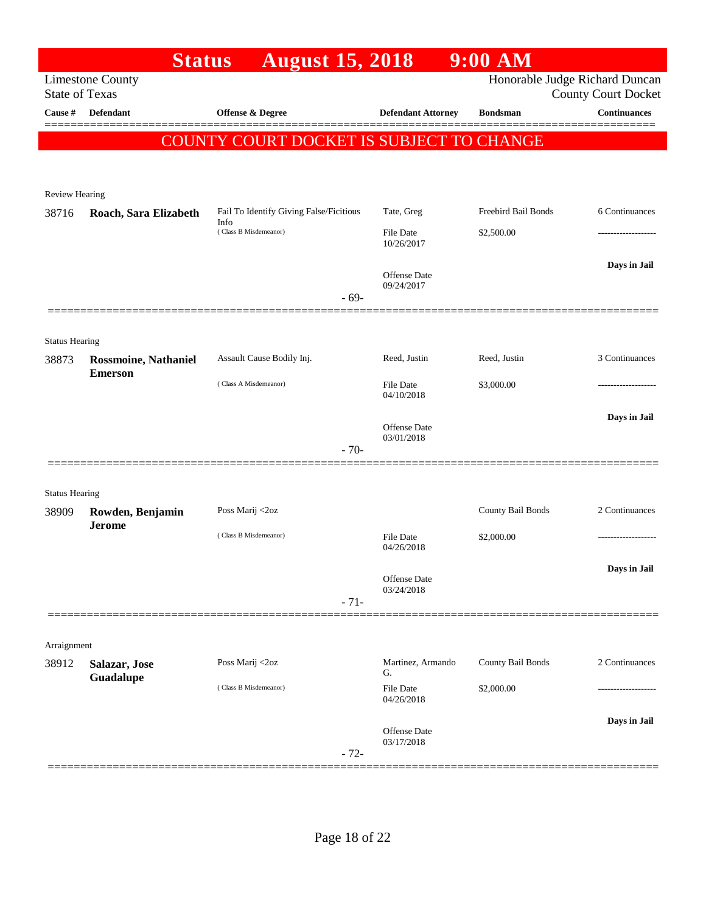# Status August 15, 2018 9:00 AM

Limestone County
State of Texas

Honorable Judge Richard Duncan
County Court Docket

**COUNTY COURT DOCKET IS SUBJECT TO CHANGE**

| Cause # | Defendant | Offense & Degree | Defendant Attorney | Bondsman | Continuances |
|---|---|---|---|---|---|
| **Review Hearing** | | | | | |
| 38716 | **Roach, Sara Elizabeth** | Fail To Identify Giving False/Ficitious Info (Class B Misdemeanor) | Tate, Greg | Freebird Bail Bonds | 6 Continuances |
| | | | File Date 10/26/2017 | $2,500.00 | ------------------- |
| | | | Offense Date 09/24/2017 | | **Days in Jail** |
| | | - 69- | | | |
| **Status Hearing** | | | | | |
| 38873 | **Rossmoine, Nathaniel Emerson** | Assault Cause Bodily Inj. (Class A Misdemeanor) | Reed, Justin | Reed, Justin | 3 Continuances |
| | | | File Date 04/10/2018 | $3,000.00 | ------------------- |
| | | | Offense Date 03/01/2018 | | **Days in Jail** |
| | | - 70- | | | |
| **Status Hearing** | | | | | |
| 38909 | **Rowden, Benjamin Jerome** | Poss Marij <2oz (Class B Misdemeanor) | | County Bail Bonds | 2 Continuances |
| | | | File Date 04/26/2018 | $2,000.00 | ------------------- |
| | | | Offense Date 03/24/2018 | | **Days in Jail** |
| | | - 71- | | | |
| **Arraignment** | | | | | |
| 38912 | **Salazar, Jose Guadalupe** | Poss Marij <2oz (Class B Misdemeanor) | Martinez, Armando G. | County Bail Bonds | 2 Continuances |
| | | | File Date 04/26/2018 | $2,000.00 | ------------------- |
| | | | Offense Date 03/17/2018 | | **Days in Jail** |
| | | - 72- | | | |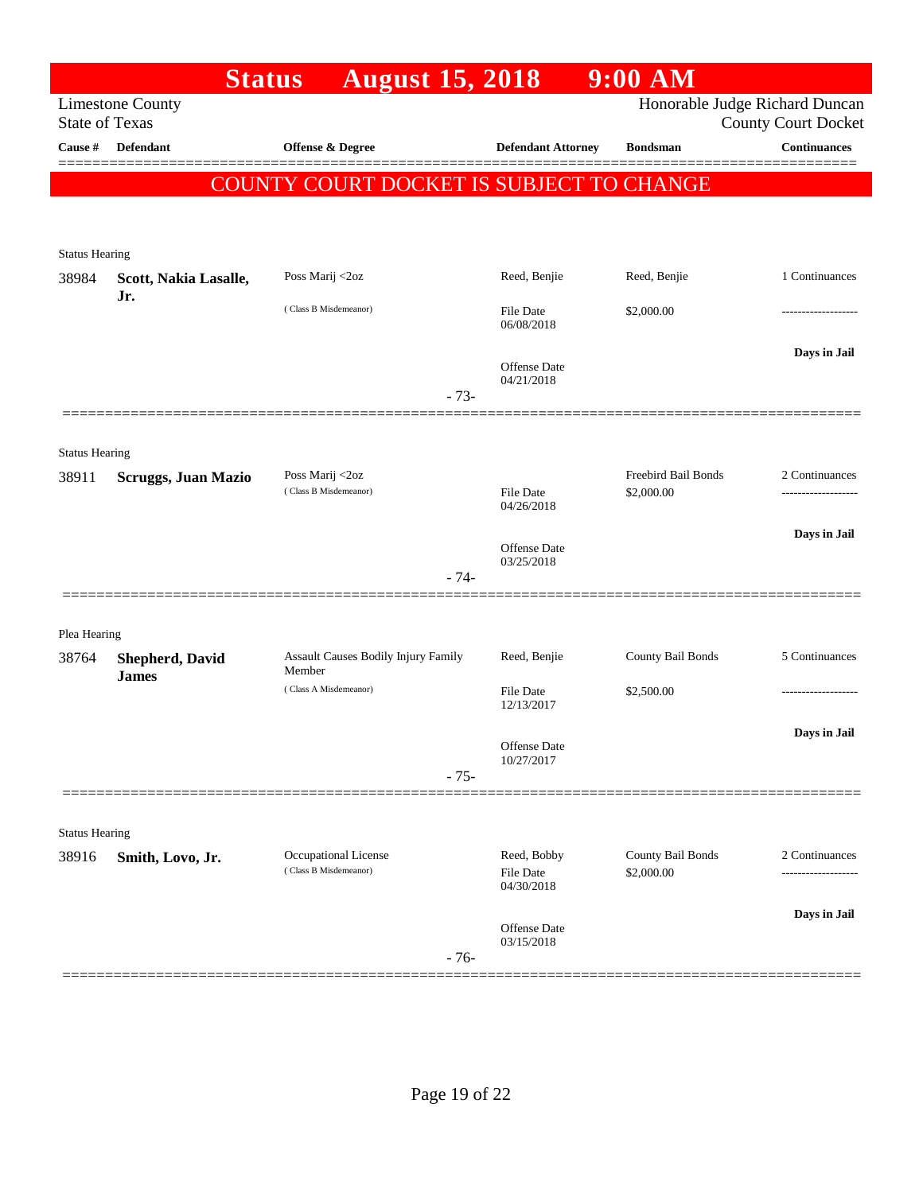# Status August 15, 2018 9:00 AM

Limestone County
State of Texas

Honorable Judge Richard Duncan
County Court Docket

| Cause # | Defendant | Offense & Degree | Defendant Attorney | Bondsman | Continuances |
|---|---|---|---|---|---|

## COUNTY COURT DOCKET IS SUBJECT TO CHANGE

Status Hearing

| Cause # | Defendant | Offense & Degree | Defendant Attorney | Bondsman | Continuances |
|---|---|---|---|---|---|
| 38984 | **Scott, Nakia Lasalle, Jr.** | Poss Marij <2oz (Class B Misdemeanor) | Reed, Benjie | Reed, Benjie | 1 Continuances |
| | | | File Date 06/08/2018 | $2,000.00 | ------------------- |
| | | | Offense Date 04/21/2018 | | **Days in Jail** |

- 73-

Status Hearing

| Cause # | Defendant | Offense & Degree | Defendant Attorney | Bondsman | Continuances |
|---|---|---|---|---|---|
| 38911 | **Scruggs, Juan Mazio** | Poss Marij <2oz (Class B Misdemeanor) | | Freebird Bail Bonds | 2 Continuances |
| | | | File Date 04/26/2018 | $2,000.00 | ------------------- |
| | | | Offense Date 03/25/2018 | | **Days in Jail** |

- 74-

Plea Hearing

| Cause # | Defendant | Offense & Degree | Defendant Attorney | Bondsman | Continuances |
|---|---|---|---|---|---|
| 38764 | **Shepherd, David James** | Assault Causes Bodily Injury Family Member (Class A Misdemeanor) | Reed, Benjie | County Bail Bonds | 5 Continuances |
| | | | File Date 12/13/2017 | $2,500.00 | ------------------- |
| | | | Offense Date 10/27/2017 | | **Days in Jail** |

- 75-

Status Hearing

| Cause # | Defendant | Offense & Degree | Defendant Attorney | Bondsman | Continuances |
|---|---|---|---|---|---|
| 38916 | **Smith, Lovo, Jr.** | Occupational License (Class B Misdemeanor) | Reed, Bobby | County Bail Bonds | 2 Continuances |
| | | | File Date 04/30/2018 | $2,000.00 | ------------------- |
| | | | Offense Date 03/15/2018 | | **Days in Jail** |

- 76-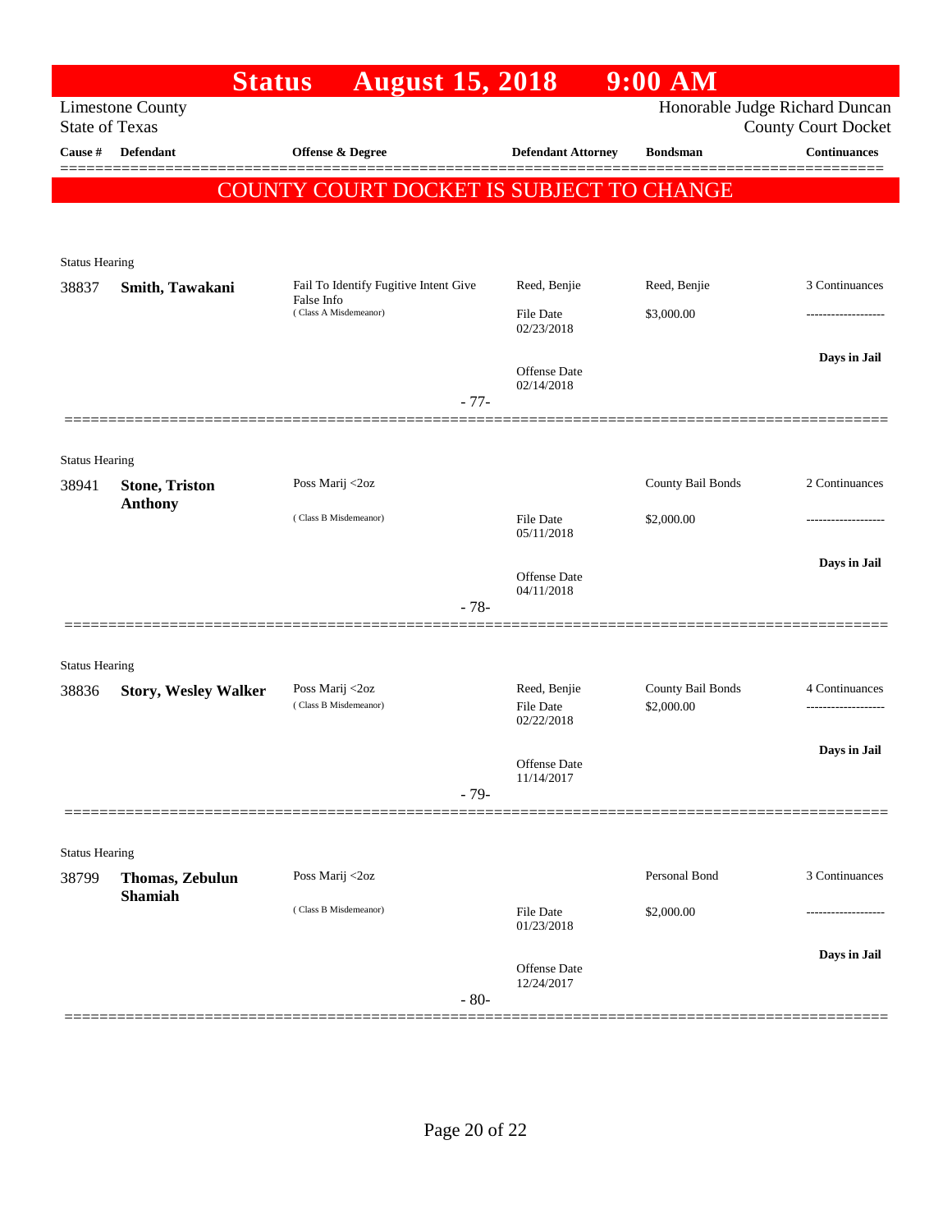# Status August 15, 2018 9:00 AM

Limestone County
State of Texas

Honorable Judge Richard Duncan
County Court Docket

| Cause # | Defendant | Offense & Degree | Defendant Attorney | Bondsman | Continuances |
|---|---|---|---|---|---|

**COUNTY COURT DOCKET IS SUBJECT TO CHANGE**

Status Hearing

| Cause # | Defendant | Offense & Degree | Defendant Attorney | Bondsman | Continuances |
|---|---|---|---|---|---|
| 38837 | **Smith, Tawakani** | Fail To Identify Fugitive Intent Give False Info (Class A Misdemeanor) | Reed, Benjie | Reed, Benjie | 3 Continuances |
| | | | File Date 02/23/2018 | $3,000.00 | ------------------- |
| | | | Offense Date 02/14/2018 | | **Days in Jail** |

- 77-

Status Hearing

| Cause # | Defendant | Offense & Degree | Defendant Attorney | Bondsman | Continuances |
|---|---|---|---|---|---|
| 38941 | **Stone, Triston Anthony** | Poss Marij <2oz (Class B Misdemeanor) | | County Bail Bonds | 2 Continuances |
| | | | File Date 05/11/2018 | $2,000.00 | ------------------- |
| | | | Offense Date 04/11/2018 | | **Days in Jail** |

- 78-

Status Hearing

| Cause # | Defendant | Offense & Degree | Defendant Attorney | Bondsman | Continuances |
|---|---|---|---|---|---|
| 38836 | **Story, Wesley Walker** | Poss Marij <2oz (Class B Misdemeanor) | Reed, Benjie | County Bail Bonds | 4 Continuances |
| | | | File Date 02/22/2018 | $2,000.00 | ------------------- |
| | | | Offense Date 11/14/2017 | | **Days in Jail** |

- 79-

Status Hearing

| Cause # | Defendant | Offense & Degree | Defendant Attorney | Bondsman | Continuances |
|---|---|---|---|---|---|
| 38799 | **Thomas, Zebulun Shamiah** | Poss Marij <2oz (Class B Misdemeanor) | | Personal Bond | 3 Continuances |
| | | | File Date 01/23/2018 | $2,000.00 | ------------------- |
| | | | Offense Date 12/24/2017 | | **Days in Jail** |

- 80-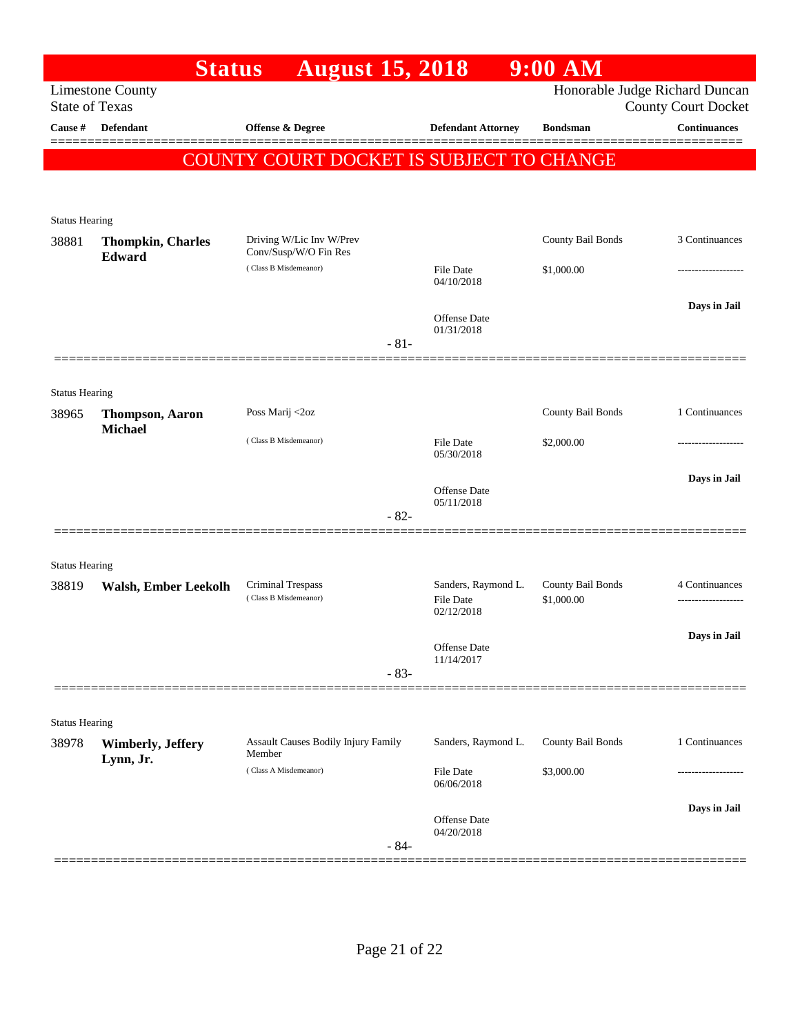# Status August 15, 2018 9:00 AM

Limestone County
State of Texas

Honorable Judge Richard Duncan
County Court Docket

| Cause # | Defendant | Offense & Degree | Defendant Attorney | Bondsman | Continuances |
|---|---|---|---|---|---|

**COUNTY COURT DOCKET IS SUBJECT TO CHANGE**

Status Hearing

| Cause # | Defendant | Offense & Degree | Defendant Attorney | Bondsman | Continuances |
|---|---|---|---|---|---|
| 38881 | **Thompkin, Charles Edward** | Driving W/Lic Inv W/Prev Conv/Susp/W/O Fin Res (Class B Misdemeanor) | File Date 04/10/2018; Offense Date 01/31/2018 | County Bail Bonds $1,000.00 | 3 Continuances; Days in Jail |

- 81-

Status Hearing

| Cause # | Defendant | Offense & Degree | Defendant Attorney | Bondsman | Continuances |
|---|---|---|---|---|---|
| 38965 | **Thompson, Aaron Michael** | Poss Marij <2oz (Class B Misdemeanor) | File Date 05/30/2018; Offense Date 05/11/2018 | County Bail Bonds $2,000.00 | 1 Continuances; Days in Jail |

- 82-

Status Hearing

| Cause # | Defendant | Offense & Degree | Defendant Attorney | Bondsman | Continuances |
|---|---|---|---|---|---|
| 38819 | **Walsh, Ember Leekolh** | Criminal Trespass (Class B Misdemeanor) | Sanders, Raymond L.; File Date 02/12/2018; Offense Date 11/14/2017 | County Bail Bonds $1,000.00 | 4 Continuances; Days in Jail |

- 83-

Status Hearing

| Cause # | Defendant | Offense & Degree | Defendant Attorney | Bondsman | Continuances |
|---|---|---|---|---|---|
| 38978 | **Wimberly, Jeffery Lynn, Jr.** | Assault Causes Bodily Injury Family Member (Class A Misdemeanor) | Sanders, Raymond L.; File Date 06/06/2018; Offense Date 04/20/2018 | County Bail Bonds $3,000.00 | 1 Continuances; Days in Jail |

- 84-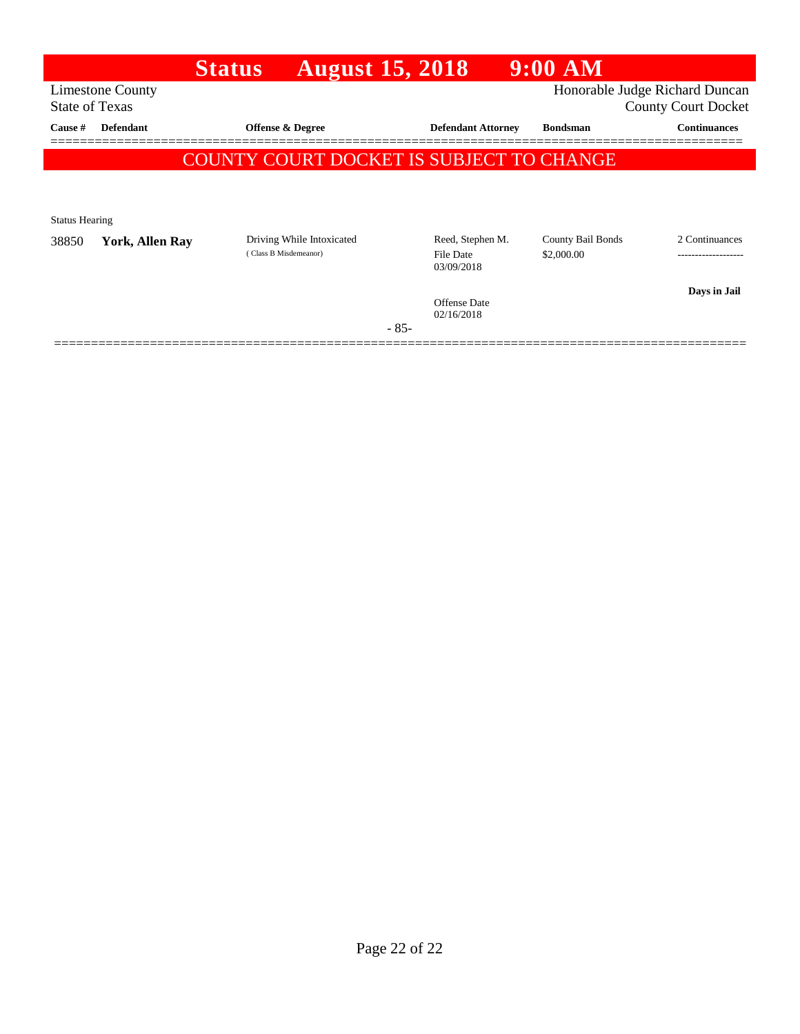# Status August 15, 2018 9:00 AM

Limestone County
State of Texas

Honorable Judge Richard Duncan
County Court Docket

| Cause # | Defendant | Offense & Degree | Defendant Attorney | Bondsman | Continuances |
|---|---|---|---|---|---|

## COUNTY COURT DOCKET IS SUBJECT TO CHANGE

Status Hearing

| Cause # | Defendant | Offense & Degree | Defendant Attorney | Bondsman | Continuances |
|---|---|---|---|---|---|
| 38850 | **York, Allen Ray** | Driving While Intoxicated<br>( Class B Misdemeanor) | Reed, Stephen M.<br>File Date<br>03/09/2018<br><br>Offense Date<br>02/16/2018 | County Bail Bonds<br>$2,000.00 | 2 Continuances<br>-------------------<br><br>**Days in Jail** |

- 85-